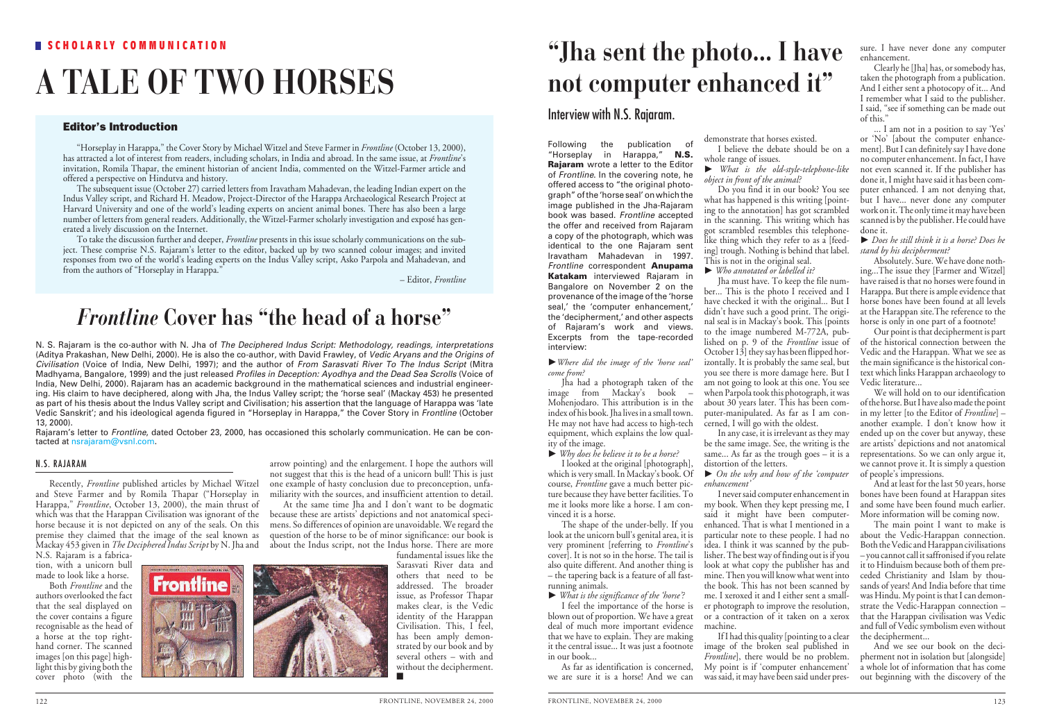SCHOLARLY COMMUNICATION

# A TALE OF TWO HORSES

### Editor's Introduction

"Horseplay in Harappa," the Cover Story by Michael Witzel and Steve Farmer in *Frontline* (October 13, 2000), has attracted a lot of interest from readers, including scholars, in India and abroad. In the same issue, at *Frontline*'s invitation, Romila Thapar, the eminent historian of ancient India, commented on the Witzel-Farmer article and offered a perspective on Hindutva and history.

The subsequent issue (October 27) carried letters from Iravatham Mahadevan, the leading Indian expert on the Indus Valley script, and Richard H. Meadow, Project-Director of the Harappa Archaeological Research Project at Harvard University and one of the world's leading experts on ancient animal bones. There has also been a large number of letters from general readers. Additionally, the Witzel-Farmer scholarly investigation and exposé has generated a lively discussion on the Internet.

To take the discussion further and deeper, *Frontline* presents in this issue scholarly communications on the subject. These comprise N.S. Rajaram's letter to the editor, backed up by two scanned colour images; and invited responses from two of the world's leading experts on the Indus Valley script, Asko Parpola and Mahadevan, and from the authors of "Horseplay in Harappa."

– Editor, *Frontline*

## *Frontline* Cover has "the head of a horse"

N. S. Rajaram is the co-author with N. Jha of *The Deciphered Indus Script: Methodology, readings, interpretations* (Aditya Prakashan, New Delhi, 2000). He is also the co-author, with David Frawley, of *Vedic Aryans and the Origins of Civilisation* (Voice of India, New Delhi, 1997); and the author of *From Sarasvati River To The Indus Script* (Mitra Madhyama, Bangalore, 1999) and the just released *Profiles in Deception: Ayodhya and the Dead Sea Scrolls* (Voice of India, New Delhi, 2000). Rajaram has an academic background in the mathematical sciences and industrial engineering. His claim to have deciphered, along with Jha, the Indus Valley script; the 'horse seal' (Mackay 453) he presented as part of his thesis about the Indus Valley script and Civilisation; his assertion that the language of Harappa was 'late Vedic Sanskrit'; and his ideological agenda figured in "Horseplay in Harappa," the Cover Story in *Frontline* (October 13, 2000).

Rajaram's letter to *Frontline*, dated October 23, 2000, has occasioned this scholarly communication. He can be contacted at nsrajaram@vsnl.com.

### N.S. RAJARAM

Recently, *Frontline* published articles by Michael Witzel and Steve Farmer and by Romila Thapar ("Horseplay in Harappa," *Frontline*, October 13, 2000), the main thrust of which was that the Harappan Civilisation was ignorant of the horse because it is not depicted on any of the seals. On this premise they claimed that the image of the seal known as Mackay 453 given in *The Deciphered Indus Script* by N. Jha and N.S. Rajaram is a fabrication, with a unicorn bull made to look like a horse.

Both *Frontline* and the authors overlooked the fact that the seal displayed on the cover contains a figure recognisable as the head of a horse at the top right-hand corner. The scanned images [on this page] highlight this by giving both the cover photo (with the arrow pointing) and the enlargement. I hope the authors will not suggest that this is the head of a unicorn bull! This is just one example of hasty conclusion due to preconception, unfamiliarity with the sources, and insufficient attention to detail.

At the same time Jha and I don't want to be dogmatic because these are artists' depictions and not anatomical specimens. So differences of opinion are unavoidable. We regard the question of the horse to be of minor significance: our book is about the Indus script, not the Indus horse. There are more fundamental issues like the Sarasvati River data and others that need to be addressed. The broader issue, as Professor Thapar makes clear, is the Vedic identity of the Harappan Civilisation. This, I feel, has been amply demonstrated by our book and by several others – with and without the decipherment. ■

# "Jha sent the photo... I have not computer enhanced it"

## Interview with N.S. Rajaram.

Following the publication of "Horseplay in Harappa," **N.S. Rajaram** wrote a letter to the Editor of *Frontline*. In the covering note, he offered access to "the original photograph" of the 'horse seal' on which the image published in the Jha-Rajaram book was based. *Frontline* accepted the offer and received from Rajaram a copy of the photograph, which was identical to the one Rajaram sent Iravatham Mahadevan in 1997. *Frontline* correspondent **Anupama Katakam** interviewed Rajaram in Bangalore on November 2 on the provenance of the image of the 'horse seal,' the 'computer enhancement,' the 'decipherment,' and other aspects of Rajaram's work and views. Excerpts from the tape-recorded interview:

► *Where did the image of the 'horse seal' come from?*

Jha had a photograph taken of the image from Mackay's book – Mohenjodaro. This attribution is in the index of his book. Jha lives in a small town. He may not have had access to high-tech equipment, which explains the low quality of the image.

► *Why does he believe it to be a horse?*

I looked at the original [photograph], which is very small. In Mackay's book. Of course, *Frontline* gave a much better picture because they have better facilities. To me it looks more like a horse. I am convinced it is a horse.

The shape of the under-belly. If you look at the unicorn bull's genital area, it is very prominent [referring to *Frontline*'s cover]. It is not so in the horse. The tail is also quite different. And another thing is – the tapering back is a feature of all fast-running animals.

► *What is the significance of the 'horse'?*

I feel the importance of the horse is blown out of proportion. We have a great deal of much more important evidence that we have to explain. They are making it the central issue... It was just a footnote in our book...

As far as identification is concerned, we are sure it is a horse! And we can demonstrate that horses existed.

I believe the debate should be on a whole range of issues.

► *What is the old-style-telephone-like object in front of the animal?*

Do you find it in our book? You see what has happened is this writing [pointing to the annotation] has got scrambled in the scanning. This writing which has got scrambled resembles this telephone-like thing which they refer to as a [feeding] trough. Nothing is behind that label. This is not in the original seal.

► *Who annotated or labelled it?*

Jha must have. To keep the file number... This is the photo I received and I have checked it with the original... But I didn't have such a good print. The original seal is in Mackay's book. This [points to the image numbered M-772A, published on p. 9 of the *Frontline* issue of October 13] they say has been flipped horizontally. It is probably the same seal, but you see there is more damage here. But I am not going to look at this one. You see when Parpola took this photograph, it was about 30 years later. This has been computer-manipulated. As far as I am concerned, I will go with the oldest.

In any case, it is irrelevant as they may be the same image. See, the writing is the same... As far as the trough goes – it is a distortion of the letters.

► *On the why and how of the 'computer enhancement'*

I never said computer enhancement in my book. When they kept pressing me, I said it might have been computer-enhanced. That is what I mentioned in a particular note to these people. I had no idea. I think it was scanned by the publisher. The best way of finding out is if you look at what copy the publisher has and mine. Then you will know what went into the book. This has not been scanned by me. I xeroxed it and I either sent a smaller photograph to improve the resolution, or a contraction of it taken on a xerox machine.

If I had this quality [pointing to a clear image of the broken seal published in *Frontline*], there would be no problem. My point is if 'computer enhancement' was said, it may have been said under pressure. I have never done any computer enhancement.

Clearly he [Jha] has, or somebody has, taken the photograph from a publication. And I either sent a photocopy of it... And I remember what I said to the publisher. I said, "see if something can be made out of this."

... I am not in a position to say 'Yes' or 'No' [about the computer enhancement]. But I can definitely say I have done no computer enhancement. In fact, I have not even scanned it. If the publisher has done it, I might have said it has been computer enhanced. I am not denying that, but I have... never done any computer work on it. The only time it may have been scanned is by the publisher. He could have done it.

► *Does he still think it is a horse? Does he stand by his decipherment?*

Absolutely. Sure. We have done nothing...The issue they [Farmer and Witzel] have raised is that no horses were found in Harappa. But there is ample evidence that horse bones have been found at all levels at the Harappan site.The reference to the horse is only in one part of a footnote!

Our point is that decipherment is part of the historical connection between the Vedic and the Harappan. What we see as the main significance is the historical context which links Harappan archaeology to Vedic literature...

We will hold on to our identification of the horse. But I have also made the point in my letter [to the Editor of *Frontline*] – another example. I don't know how it ended up on the cover but anyway, these are artists' depictions and not anatomical representations. So we can only argue it, we cannot prove it. It is simply a question of people's impressions.

And at least for the last 50 years, horse bones have been found at Harappan sites and some have been found much earlier. More information will be coming now.

The main point I want to make is about the Vedic-Harappan connection. Both the Vedic and Harappan civilisations – you cannot call it saffronised if you relate it to Hinduism because both of them preceded Christianity and Islam by thousands of years! And India before that time was Hindu. My point is that I can demonstrate the Vedic-Harappan connection – that the Harappan civilisation was Vedic and full of Vedic symbolism even without the decipherment...

And we see our book on the decipherment not in isolation but [alongside] a whole lot of information that has come out beginning with the discovery of the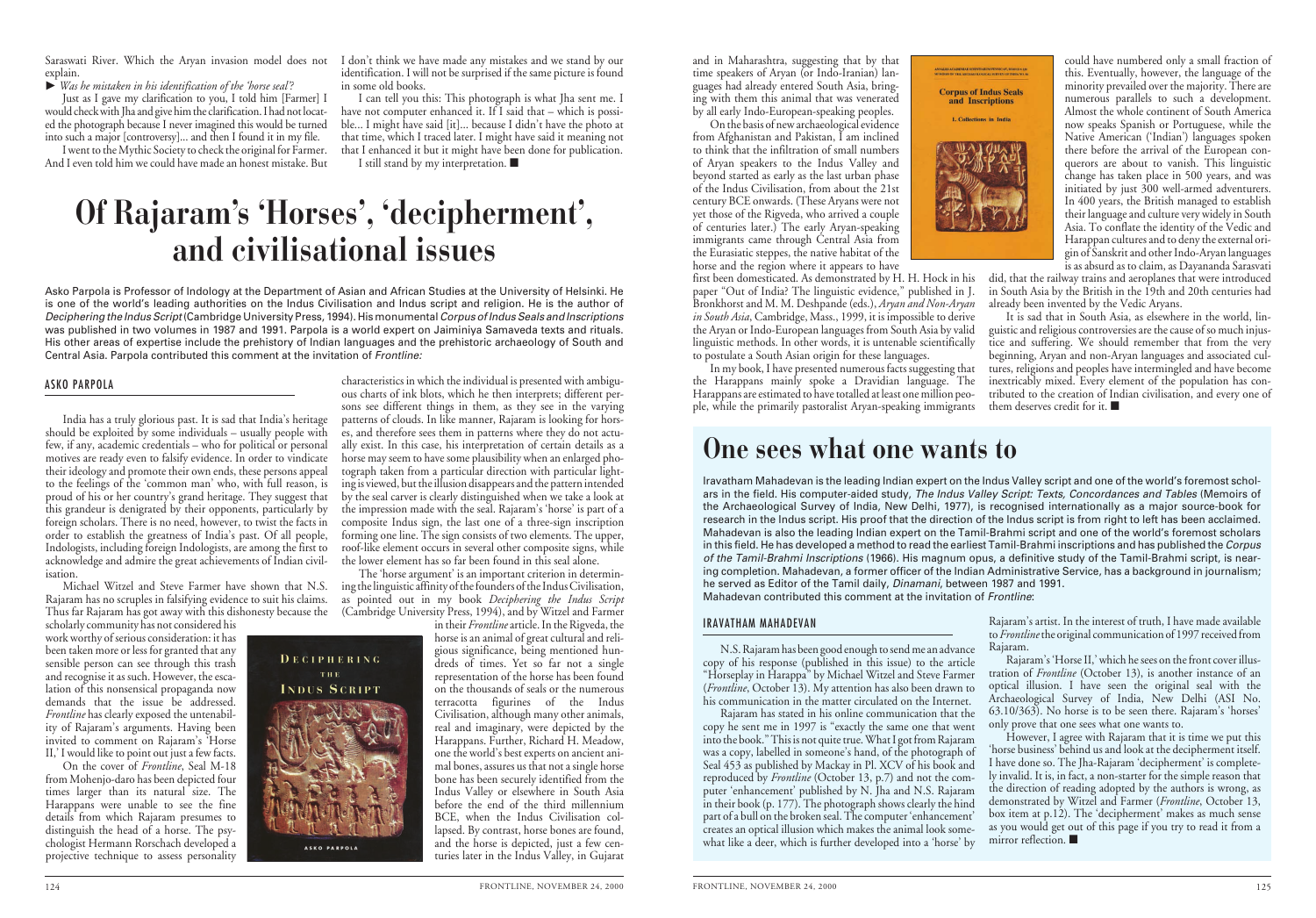Saraswati River. Which the Aryan invasion model does not explain.

► *Was he mistaken in his identification of the 'horse seal'?*

Just as I gave my clarification to you, I told him [Farmer] I would check with Jha and give him the clarification. I had not located the photograph because I never imagined this would be turned into such a major [controversy]... and then I found it in my file.

I went to the Mythic Society to check the original for Farmer. And I even told him we could have made an honest mistake. But I don't think we have made any mistakes and we stand by our identification. I will not be surprised if the same picture is found in some old books.

I can tell you this: This photograph is what Jha sent me. I have not computer enhanced it. If I said that – which is possible... I might have said [it]... because I didn't have the photo at that time, which I traced later. I might have said it meaning not that I enhanced it but it might have been done for publication.

I still stand by my interpretation. ■

# Of Rajaram's 'Horses', 'decipherment', and civilisational issues

Asko Parpola is Professor of Indology at the Department of Asian and African Studies at the University of Helsinki. He is one of the world's leading authorities on the Indus Civilisation and Indus script and religion. He is the author of *Deciphering the Indus Script* (Cambridge University Press, 1994). His monumental *Corpus of Indus Seals and Inscriptions* was published in two volumes in 1987 and 1991. Parpola is a world expert on Jaiminiya Samaveda texts and rituals. His other areas of expertise include the prehistory of Indian languages and the prehistoric archaeology of South and Central Asia. Parpola contributed this comment at the invitation of *Frontline:*

## ASKO PARPOLA

India has a truly glorious past. It is sad that India's heritage should be exploited by some individuals – usually people with few, if any, academic credentials – who for political or personal motives are ready even to falsify evidence. In order to vindicate their ideology and promote their own ends, these persons appeal to the feelings of the 'common man' who, with full reason, is proud of his or her country's grand heritage. They suggest that this grandeur is denigrated by their opponents, particularly by foreign scholars. There is no need, however, to twist the facts in order to establish the greatness of India's past. Of all people, Indologists, including foreign Indologists, are among the first to acknowledge and admire the great achievements of Indian civilisation.

Michael Witzel and Steve Farmer have shown that N.S. Rajaram has no scruples in falsifying evidence to suit his claims. Thus far Rajaram has got away with this dishonesty because the scholarly community has not considered his work worthy of serious consideration: it has been taken more or less for granted that any sensible person can see through this trash and recognise it as such. However, the escalation of this nonsensical propaganda now demands that the issue be addressed. *Frontline* has clearly exposed the untenability of Rajaram's arguments. Having been invited to comment on Rajaram's 'Horse II,' I would like to point out just a few facts.

On the cover of *Frontline*, Seal M-18 from Mohenjo-daro has been depicted four times larger than its natural size. The Harappans were unable to see the fine details from which Rajaram presumes to distinguish the head of a horse. The psychologist Hermann Rorschach developed a projective technique to assess personality characteristics in which the individual is presented with ambiguous charts of ink blots, which he then interprets; different persons see different things in them, as they see in the varying patterns of clouds. In like manner, Rajaram is looking for horses, and therefore sees them in patterns where they do not actually exist. In this case, his interpretation of certain details as a horse may seem to have some plausibility when an enlarged photograph taken from a particular direction with particular lighting is viewed, but the illusion disappears and the pattern intended by the seal carver is clearly distinguished when we take a look at the impression made with the seal. Rajaram's 'horse' is part of a composite Indus sign, the last one of a three-sign inscription forming one line. The sign consists of two elements. The upper, roof-like element occurs in several other composite signs, while the lower element has so far been found in this seal alone.

The 'horse argument' is an important criterion in determining the linguistic affinity of the founders of the Indus Civilisation, as pointed out in my book *Deciphering the Indus Script* (Cambridge University Press, 1994), and by Witzel and Farmer in their *Frontline* article. In the Rigveda, the horse is an animal of great cultural and religious significance, being mentioned hundreds of times. Yet so far not a single representation of the horse has been found on the thousands of seals or the numerous terracotta figurines of the Indus Civilisation, although many other animals, real and imaginary, were depicted by the Harappans. Further, Richard H. Meadow, one the world's best experts on ancient animal bones, assures us that not a single horse bone has been securely identified from the Indus Valley or elsewhere in South Asia before the end of the third millennium BCE, when the Indus Civilisation collapsed. By contrast, horse bones are found, and the horse is depicted, just a few centuries later in the Indus Valley, in Gujarat and in Maharashtra, suggesting that by that time speakers of Aryan (or Indo-Iranian) languages had already entered South Asia, bringing with them this animal that was venerated by all early Indo-European-speaking peoples.

On the basis of new archaeological evidence from Afghanistan and Pakistan, I am inclined to think that the infiltration of small numbers of Aryan speakers to the Indus Valley and beyond started as early as the last urban phase of the Indus Civilisation, from about the 21st century BCE onwards. (These Aryans were not yet those of the Rigveda, who arrived a couple of centuries later.) The early Aryan-speaking immigrants came through Central Asia from the Eurasiatic steppes, the native habitat of the horse and the region where it appears to have first been domesticated. As demonstrated by H. H. Hock in his paper "Out of India? The linguistic evidence," published in J. Bronkhorst and M. M. Deshpande (eds.), *Aryan and Non-Aryan in South Asia*, Cambridge, Mass., 1999, it is impossible to derive the Aryan or Indo-European languages from South Asia by valid linguistic methods. In other words, it is untenable scientifically to postulate a South Asian origin for these languages.

In my book, I have presented numerous facts suggesting that the Harappans mainly spoke a Dravidian language. The Harappans are estimated to have totalled at least one million people, while the primarily pastoralist Aryan-speaking immigrants could have numbered only a small fraction of this. Eventually, however, the language of the minority prevailed over the majority. There are numerous parallels to such a development. Almost the whole continent of South America now speaks Spanish or Portuguese, while the Native American ('Indian') languages spoken there before the arrival of the European conquerors are about to vanish. This linguistic change has taken place in 500 years, and was initiated by just 300 well-armed adventurers. In 400 years, the British managed to establish their language and culture very widely in South Asia. To conflate the identity of the Vedic and Harappan cultures and to deny the external origin of Sanskrit and other Indo-Aryan languages is as absurd as to claim, as Dayananda Sarasvati did, that the railway trains and aeroplanes that were introduced in South Asia by the British in the 19th and 20th centuries had already been invented by the Vedic Aryans.

It is sad that in South Asia, as elsewhere in the world, linguistic and religious controversies are the cause of so much injustice and suffering. We should remember that from the very beginning, Aryan and non-Aryan languages and associated cultures, religions and peoples have intermingled and have become inextricably mixed. Every element of the population has contributed to the creation of Indian civilisation, and every one of them deserves credit for it. ■

# One sees what one wants to

Iravatham Mahadevan is the leading Indian expert on the Indus Valley script and one of the world's foremost scholars in the field. His computer-aided study, *The Indus Valley Script: Texts, Concordances and Tables* (Memoirs of the Archaeological Survey of India, New Delhi, 1977), is recognised internationally as a major source-book for research in the Indus script. His proof that the direction of the Indus script is from right to left has been acclaimed. Mahadevan is also the leading Indian expert on the Tamil-Brahmi script and one of the world's foremost scholars in this field. He has developed a method to read the earliest Tamil-Brahmi inscriptions and has published the *Corpus of the Tamil-Brahmi Inscriptions* (1966). His magnum opus, a definitive study of the Tamil-Brahmi script, is nearing completion. Mahadevan, a former officer of the Indian Administrative Service, has a background in journalism; he served as Editor of the Tamil daily, *Dinamani*, between 1987 and 1991.

Mahadevan contributed this comment at the invitation of *Frontline*:

## IRAVATHAM MAHADEVAN

N.S. Rajaram has been good enough to send me an advance copy of his response (published in this issue) to the article "Horseplay in Harappa" by Michael Witzel and Steve Farmer (*Frontline*, October 13). My attention has also been drawn to his communication in the matter circulated on the Internet.

Rajaram has stated in his online communication that the copy he sent me in 1997 is "exactly the same one that went into the book." This is not quite true. What I got from Rajaram was a copy, labelled in someone's hand, of the photograph of Seal 453 as published by Mackay in Pl. XCV of his book and reproduced by *Frontline* (October 13, p.7) and not the computer 'enhancement' published by N. Jha and N.S. Rajaram in their book (p. 177). The photograph shows clearly the hind part of a bull on the broken seal. The computer 'enhancement' creates an optical illusion which makes the animal look somewhat like a deer, which is further developed into a 'horse' by Rajaram's artist. In the interest of truth, I have made available to *Frontline* the original communication of 1997 received from Rajaram.

Rajaram's 'Horse II,' which he sees on the front cover illustration of *Frontline* (October 13), is another instance of an optical illusion. I have seen the original seal with the Archaeological Survey of India, New Delhi (ASI No. 63.10/363). No horse is to be seen there. Rajaram's 'horses' only prove that one sees what one wants to.

However, I agree with Rajaram that it is time we put this 'horse business' behind us and look at the decipherment itself. I have done so. The Jha-Rajaram 'decipherment' is completely invalid. It is, in fact, a non-starter for the simple reason that the direction of reading adopted by the authors is wrong, as demonstrated by Witzel and Farmer (*Frontline*, October 13, box item at p.12). The 'decipherment' makes as much sense as you would get out of this page if you try to read it from a mirror reflection. ■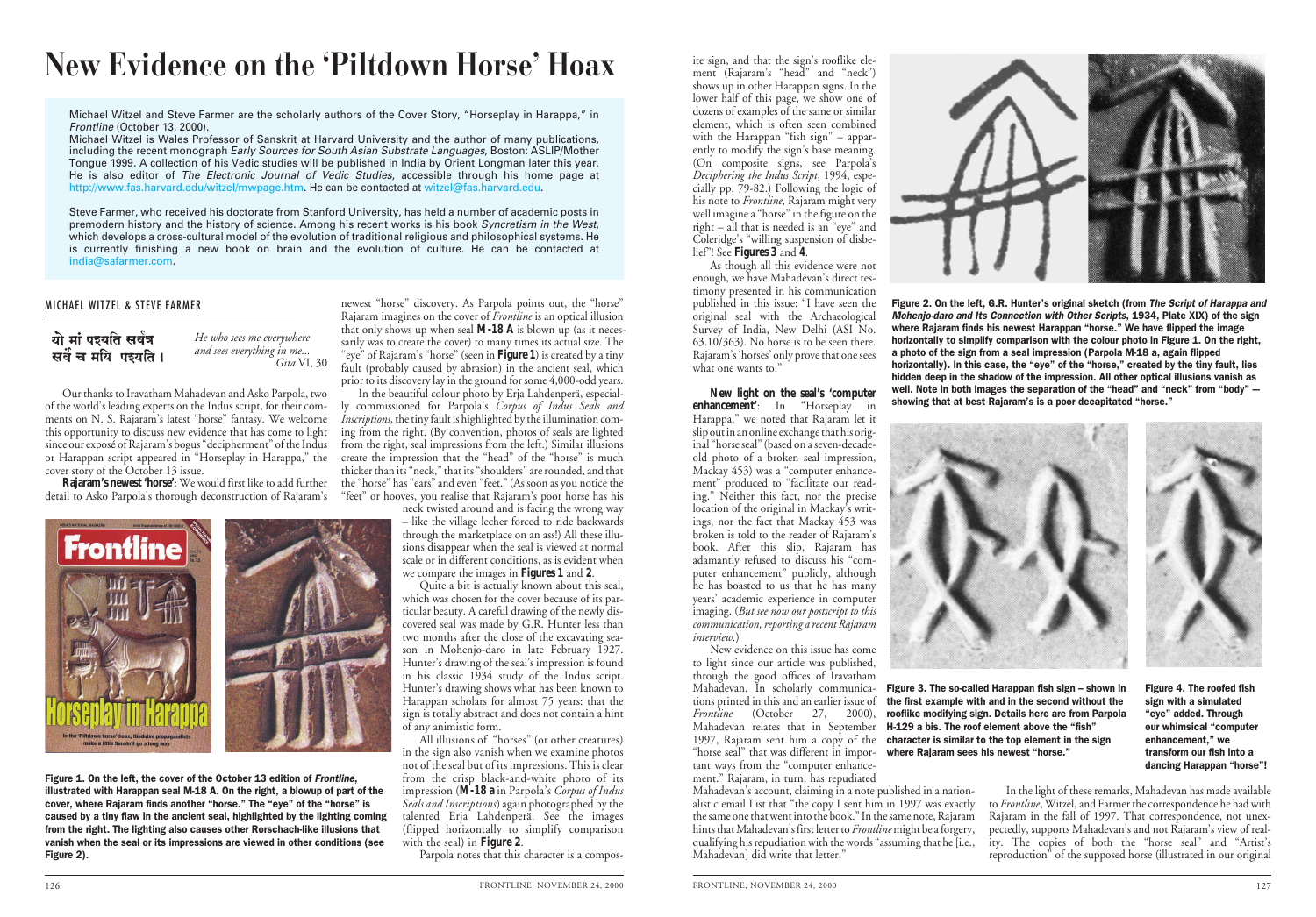# New Evidence on the 'Piltdown Horse' Hoax

Michael Witzel and Steve Farmer are the scholarly authors of the Cover Story, "Horseplay in Harappa," in *Frontline* (October 13, 2000).

Michael Witzel is Wales Professor of Sanskrit at Harvard University and the author of many publications, including the recent monograph *Early Sources for South Asian Substrate Languages*, Boston: ASLIP/Mother Tongue 1999. A collection of his Vedic studies will be published in India by Orient Longman later this year. He is also editor of *The Electronic Journal of Vedic Studies*, accessible through his home page at http://www.fas.harvard.edu/witzel/mwpage.htm. He can be contacted at witzel@fas.harvard.edu.

Steve Farmer, who received his doctorate from Stanford University, has held a number of academic posts in premodern history and the history of science. Among his recent works is his book *Syncretism in the West,* which develops a cross-cultural model of the evolution of traditional religious and philosophical systems. He is currently finishing a new book on brain and the evolution of culture. He can be contacted at india@safarmer.com.

MICHAEL WITZEL & STEVE FARMER

यो मां पश्यति सर्वत्र
सर्वं च मयि पश्यति ।

*He who sees me everywhere and sees everything in me...*
*Gita* VI, 30

Our thanks to Iravatham Mahadevan and Asko Parpola, two of the world's leading experts on the Indus script, for their comments on N. S. Rajaram's latest "horse" fantasy. We welcome this opportunity to discuss new evidence that has come to light since our exposé of Rajaram's bogus "decipherment" of the Indus or Harappan script appeared in "Horseplay in Harappa," the cover story of the October 13 issue.

**Rajaram's newest 'horse'**: We would first like to add further detail to Asko Parpola's thorough deconstruction of Rajaram's newest "horse" discovery. As Parpola points out, the "horse" Rajaram imagines on the cover of *Frontline* is an optical illusion that only shows up when seal **M-18 A** is blown up (as it necessarily was to create the cover) to many times its actual size. The "eye" of Rajaram's "horse" (seen in **Figure 1**) is created by a tiny fault (probably caused by abrasion) in the ancient seal, which prior to its discovery lay in the ground for some 4,000-odd years.

In the beautiful colour photo by Erja Lahdenperä, especially commissioned for Parpola's *Corpus of Indus Seals and Inscriptions*, the tiny fault is highlighted by the illumination coming from the right. (By convention, photos of seals are lighted from the right, seal impressions from the left.) Similar illusions create the impression that the "head" of the "horse" is much thicker than its "neck," that its "shoulders" are rounded, and that the "horse" has "ears" and even "feet." (As soon as you notice the "feet" or hooves, you realise that Rajaram's poor horse has his neck twisted around and is facing the wrong way – like the village lecher forced to ride backwards through the marketplace on an ass!) All these illusions disappear when the seal is viewed at normal scale or in different conditions, as is evident when we compare the images in **Figures 1** and **2**.

Quite a bit is actually known about this seal, which was chosen for the cover because of its particular beauty. A careful drawing of the newly discovered seal was made by G.R. Hunter less than two months after the close of the excavating season in Mohenjo-daro in late February 1927. Hunter's drawing of the seal's impression is found in his classic 1934 study of the Indus script. Hunter's drawing shows what has been known to Harappan scholars for almost 75 years: that the sign is totally abstract and does not contain a hint of any animistic form.

All illusions of "horses" (or other creatures) in the sign also vanish when we examine photos not of the seal but of its impressions. This is clear from the crisp black-and-white photo of its impression (**M-18 a** in Parpola's *Corpus of Indus Seals and Inscriptions*) again photographed by the talented Erja Lahdenperä. See the images (flipped horizontally to simplify comparison with the seal) in **Figure 2**.

**Figure 1. On the left, the cover of the October 13 edition of *Frontline*, illustrated with Harappan seal M-18 A. On the right, a blowup of part of the cover, where Rajaram finds another "horse." The "eye" of the "horse" is caused by a tiny flaw in the ancient seal, highlighted by the lighting coming from the right. The lighting also causes other Rorschach-like illusions that vanish when the seal or its impressions are viewed in other conditions (see Figure 2).**

Parpola notes that this character is a composite sign, and that the sign's rooflike element (Rajaram's "head" and "neck") shows up in other Harappan signs. In the lower half of this page, we show one of dozens of examples of the same or similar element, which is often seen combined with the Harappan "fish sign" – apparently to modify the sign's base meaning. (On composite signs, see Parpola's *Deciphering the Indus Script*, 1994, especially pp. 79-82.) Following the logic of his note to *Frontline*, Rajaram might very well imagine a "horse" in the figure on the right – all that is needed is an "eye" and Coleridge's "willing suspension of disbelief"! See **Figures 3** and **4**.

As though all this evidence were not enough, we have Mahadevan's direct testimony presented in his communication published in this issue: "I have seen the original seal with the Archaeological Survey of India, New Delhi (ASI No. 63.10/363). No horse is to be seen there. Rajaram's 'horses' only prove that one sees what one wants to."

**New light on the seal's 'computer enhancement'**: In "Horseplay in Harappa," we noted that Rajaram let it slip out in an online exchange that his original "horse seal" (based on a seven-decade-old photo of a broken seal impression, Mackay 453) was a "computer enhancement" produced to "facilitate our reading." Neither this fact, nor the precise location of the original in Mackay's writings, nor the fact that Mackay 453 was broken is told to the reader of Rajaram's book. After this slip, Rajaram has adamantly refused to discuss his "computer enhancement" publicly, although he has boasted to us that he has many years' academic experience in computer imaging. (*But see now our postscript to this communication, reporting a recent Rajaram interview.*)

New evidence on this issue has come to light since our article was published, through the good offices of Iravatham Mahadevan. In scholarly communications printed in this and an earlier issue of *Frontline* (October 27, 2000), Mahadevan relates that in September 1997, Rajaram sent him a copy of the "horse seal" that was different in important ways from the "computer enhancement." Rajaram, in turn, has repudiated Mahadevan's account, claiming in a note published in a nationalistic email List that "the copy I sent him in 1997 was exactly the same one that went into the book." In the same note, Rajaram hints that Mahadevan's first letter to *Frontline* might be a forgery, qualifying his repudiation with the words "assuming that he [i.e., Mahadevan] did write that letter."

**Figure 2. On the left, G.R. Hunter's original sketch (from *The Script of Harappa and Mohenjo-daro and Its Connection with Other Scripts*, 1934, Plate XIX) of the sign where Rajaram finds his newest Harappan "horse." We have flipped the image horizontally to simplify comparison with the colour photo in Figure 1. On the right, a photo of the sign from a seal impression (Parpola M-18 a, again flipped horizontally). In this case, the "eye" of the "horse," created by the tiny fault, lies hidden deep in the shadow of the impression. All other optical illusions vanish as well. Note in both images the separation of the "head" and "neck" from "body" — showing that at best Rajaram's is a poor decapitated "horse."**

**Figure 3. The so-called Harappan fish sign – shown in the first example with and in the second without the rooflike modifying sign. Details here are from Parpola H-129 a bis. The roof element above the "fish" character is similar to the top element in the sign where Rajaram sees his newest "horse."**

**Figure 4. The roofed fish sign with a simulated "eye" added. Through our whimsical "computer enhancement," we transform our fish into a dancing Harappan "horse"!**

In the light of these remarks, Mahadevan has made available to *Frontline*, Witzel, and Farmer the correspondence he had with Rajaram in the fall of 1997. That correspondence, not unexpectedly, supports Mahadevan's and not Rajaram's view of reality. The copies of both the "horse seal" and "Artist's reproduction" of the supposed horse (illustrated in our original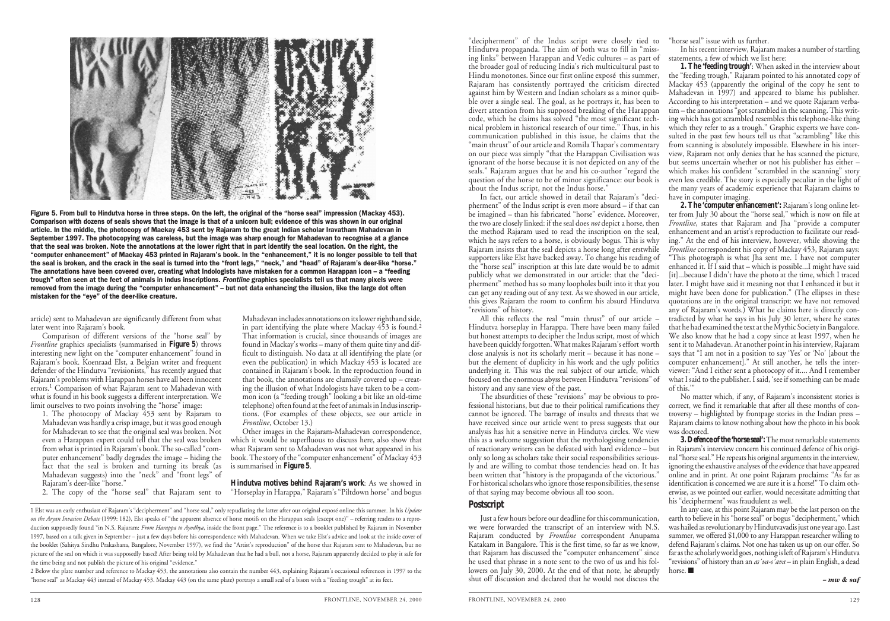Figure 5. From bull to Hindutva horse in three steps. On the left, the original of the "horse seal" impression (Mackay 453). Comparison with dozens of seals shows that the image is that of a unicorn bull; evidence of this was shown in our original article. In the middle, the photocopy of Mackay 453 sent by Rajaram to the great Indian scholar Iravatham Mahadevan in September 1997. The photocopying was careless, but the image was sharp enough for Mahadevan to recognise at a glance that the seal was broken. Note the annotations at the lower right that in part identify the seal location. On the right, the "computer enhancement" of Mackay 453 printed in Rajaram's book. In the "enhancement," it is no longer possible to tell that the seal is broken, and the crack in the seal is turned into the "front legs," "neck," and "head" of Rajaram's deer-like "horse." The annotations have been covered over, creating what Indologists have mistaken for a common Harappan icon – a "feeding trough" often seen at the feet of animals in Indus inscriptions. *Frontline* graphics specialists tell us that many pixels were removed from the image during the "computer enhancement" – but not data enhancing the illusion, like the large dot often mistaken for the "eye" of the deer-like creature.

article) sent to Mahadevan are significantly different from what later went into Rajaram's book.

Comparison of different versions of the "horse seal" by *Frontline* graphics specialists (summarised in **Figure 5**) throws interesting new light on the "computer enhancement" found in Rajaram's book. Koenraad Elst, a Belgian writer and frequent defender of the Hindutva "revisionists," has recently argued that Rajaram's problems with Harappan horses have all been innocent errors.[1] Comparison of what Rajaram sent to Mahadevan with what is found in his book suggests a different interpretation. We limit ourselves to two points involving the "horse" image:

1. The photocopy of Mackay 453 sent by Rajaram to Mahadevan was hardly a crisp image, but it was good enough for Mahadevan to see that the original seal was broken. Not even a Harappan expert could tell that the seal was broken from what is printed in Rajaram's book. The so-called "computer enhancement" badly degrades the image – hiding the fact that the seal is broken and turning its break (as Mahadevan suggests) into the "neck" and "front legs" of Rajaram's deer-like "horse."

2. The copy of the "horse seal" that Rajaram sent to Mahadevan includes annotations on its lower righthand side, in part identifying the plate where Mackay 453 is found.[2] That information is crucial, since thousands of images are found in Mackay's works – many of them quite tiny and difficult to distinguish. No data at all identifying the plate (or even the publication) in which Mackay 453 is located are contained in Rajaram's book. In the reproduction found in that book, the annotations are clumsily covered up – creating the illusion of what Indologists have taken to be a common icon (a "feeding trough" looking a bit like an old-time telephone) often found at the feet of animals in Indus inscriptions. (For examples of these objects, see our article in *Frontline*, October 13.)

Other images in the Rajaram-Mahadevan correspondence, which it would be superfluous to discuss here, also show that what Rajaram sent to Mahadevan was not what appeared in his book. The story of the "computer enhancement" of Mackay 453 is summarised in **Figure 5**.

**Hindutva motives behind Rajaram's work**: As we showed in "Horseplay in Harappa," Rajaram's "Piltdown horse" and bogus "decipherment" of the Indus script were closely tied to Hindutva propaganda. The aim of both was to fill in "missing links" between Harappan and Vedic cultures – as part of the broader goal of reducing India's rich multicultural past to Hindu monotones. Since our first online exposé this summer, Rajaram has consistently portrayed the criticism directed against him by Western and Indian scholars as a minor quibble over a single seal. The goal, as he portrays it, has been to divert attention from his supposed breaking of the Harappan code, which he claims has solved "the most significant technical problem in historical research of our time." Thus, in his communication published in this issue, he claims that the "main thrust" of our article and Romila Thapar's commentary on our piece was simply "that the Harappan Civilisation was ignorant of the horse because it is not depicted on any of the seals." Rajaram argues that he and his co-author "regard the question of the horse to be of minor significance: our book is about the Indus script, not the Indus horse."

In fact, our article showed in detail that Rajaram's "decipherment" of the Indus script is even more absurd – if that can be imagined – than his fabricated "horse" evidence. Moreover, the two are closely linked: if the seal does *not* depict a horse, then the method Rajaram used to read the inscription on the seal, which he says refers to a horse, is obviously bogus. This is why Rajaram insists that the seal depicts a horse long after erstwhile supporters like Elst have backed away. To change his reading of the "horse seal" inscription at this late date would be to admit publicly what we demonstrated in our article: that the "decipherment" method has so many loopholes built into it that you can get any reading out of any text. As we showed in our article, this gives Rajaram the room to confirm his absurd Hindutva "revisions" of history.

All this reflects the real "main thrust" of our article – Hindutva horseplay in Harappa. There have been many failed but honest attempts to decipher the Indus script, most of which have been quickly forgotten. What makes Rajaram's effort worth close analysis is not its scholarly merit – because it has none – but the element of duplicity in his work and the ugly politics underlying it. This was the real subject of our article, which focused on the enormous abyss between Hindutva "revisions" of history and any sane view of the past.

The absurdities of these "revisions" may be obvious to professional historians, but due to their political ramifications they cannot be ignored. The barrage of insults and threats that we have received since our article went to press suggests that our analysis has hit a sensitive nerve in Hindutva circles. We view this as a welcome suggestion that the mythologising tendencies of reactionary writers can be defeated with hard evidence – but only so long as scholars take their social responsibilities seriously and are willing to combat those tendencies head on. It has been written that "history is the propaganda of the victorious." For historical scholars who ignore those responsibilities, the sense of that saying may become obvious all too soon.

## Postscript

Just a few hours before our deadline for this communication, we were forwarded the transcript of an interview with N.S. Rajaram conducted by *Frontline* correspondent Anupama Katakam in Bangalore. This is the first time, so far as we know, that Rajaram has discussed the "computer enhancement" since he used that phrase in a note sent to the two of us and his followers on July 30, 2000. At the end of that note, he abruptly shut off discussion and declared that he would not discuss the "horse seal" issue with us further.

In his recent interview, Rajaram makes a number of startling statements, a few of which we list here:

**1. The 'feeding trough'**: When asked in the interview about the "feeding trough," Rajaram pointed to his annotated copy of Mackay 453 (apparently the original of the copy he sent to Mahadevan in 1997) and appeared to blame his publisher. According to his interpretation – and we quote Rajaram verbatim – the annotations "got scrambled in the scanning. This writing which has got scrambled resembles this telephone-like thing which they refer to as a trough." Graphic experts we have consulted in the past few hours tell us that "scrambling" like this from scanning is absolutely impossible. Elsewhere in his interview, Rajaram not only denies that he has scanned the picture, but seems uncertain whether or not his publisher has either – which makes his confident "scrambled in the scanning" story even less credible. The story is especially peculiar in the light of the many years of academic experience that Rajaram claims to have in computer imaging.

**2. The 'computer enhancement':** Rajaram's long online letter from July 30 about the "horse seal," which is now on file at *Frontline*, states that Rajaram and Jha "provide a computer enhancement and an artist's reproduction to facilitate our reading." At the end of his interview, however, while showing the *Frontline* correspondent his copy of Mackay 453, Rajaram says: "This photograph is what Jha sent me. I have not computer enhanced it. If I said that – which is possible...I might have said [it]...because I didn't have the photo at the time, which I traced later. I might have said it meaning not that I enhanced it but it might have been done for publication." (The ellipses in these quotations are in the original transcript: we have not removed any of Rajaram's words.) What he claims here is directly contradicted by what he says in his July 30 letter, where he states that he had examined the text at the Mythic Society in Bangalore. We also know that he had a copy since at least 1997, when he sent it to Mahadevan. At another point in his interview, Rajaram says that "I am not in a position to say 'Yes' or 'No' [about the computer enhancement]." At still another, he tells the interviewer: "And I either sent a photocopy of it.... And I remember what I said to the publisher. I said, 'see if something can be made of this.'"

No matter which, if any, of Rajaram's inconsistent stories is correct, we find it remarkable that after all these months of controversy – highlighted by frontpage stories in the Indian press – Rajaram claims to know nothing about how the photo in his book was doctored.

**3. Defence of the 'horse seal':** The most remarkable statements in Rajaram's interview concern his continued defence of his original "horse seal." He repeats his original arguments in the interview, ignoring the exhaustive analyses of the evidence that have appeared online and in print. At one point Rajaram proclaims: "As far as identification is concerned we are sure it is a horse!" To claim otherwise, as we pointed out earlier, would necessitate admitting that his "decipherment" was fraudulent as well.

In any case, at this point Rajaram may be the last person on the earth to believe in his "horse seal" or bogus "decipherment," which was hailed as revolutionary by Hindutvavadis just one year ago. Last summer, we offered $1,000 to any Harappan researcher willing to defend Rajaram's claims. Not one has taken us up on our offer. So far as the scholarly world goes, nothing is left of Rajaram's Hindutva "revisions" of history than an *as'va-s'ava* – in plain English, a dead horse. ■

*– mw & saf*

---

1 Elst was an early enthusiast of Rajaram's "decipherment" and "horse seal," only repudiating the latter after our original exposé online this summer. In his *Update on the Aryan Invasion Debate* (1999: 182), Elst speaks of "the apparent absence of horse motifs on the Harappan seals (except one)" – referring readers to a reproduction supposedly found "in N.S. Rajaram: *From Harappa to Ayodhya*, inside the front page." The reference is to a booklet published by Rajaram in November 1997, based on a talk given in September – just a few days before his correspondence with Mahadevan. When we take Elst's advice and look at the inside cover of the booklet (Sahitya Sindhu Prakashana, Bangalore, November 1997), we find the "Artist's reproduction" of the horse that Rajaram sent to Mahadevan, but no picture of the seal on which it was supposedly based! After being told by Mahadevan that he had a bull, not a horse, Rajaram apparently decided to play it safe for the time being and not publish the picture of his original "evidence."

2 Below the plate number and reference to Mackay 453, the annotations also contain the number 443, explaining Rajaram's occasional references in 1997 to the "horse seal" as Mackay 443 instead of Mackay 453. Mackay 443 (on the same plate) portrays a small seal of a bison with a "feeding trough" at its feet.